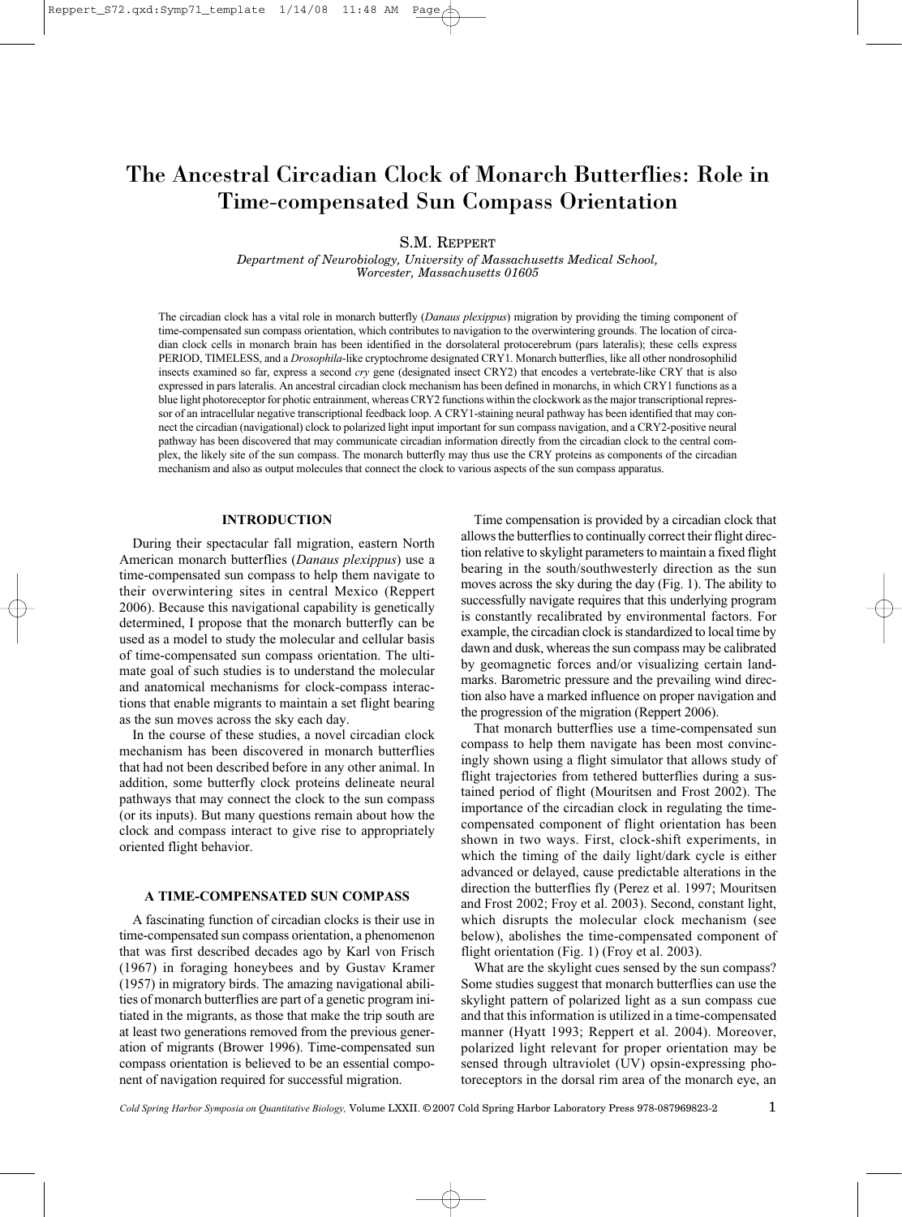# The Ancestral Circadian Clock of Monarch Butterflies: Role in Time-compensated Sun Compass Orientation

S.M. Reppert

*Department of Neurobiology, University of Massachusetts Medical School, Worcester, Massachusetts 01605*

The circadian clock has a vital role in monarch butterfly (*Danaus plexippus*) migration by providing the timing component of time-compensated sun compass orientation, which contributes to navigation to the overwintering grounds. The location of circadian clock cells in monarch brain has been identified in the dorsolateral protocerebrum (pars lateralis); these cells express PERIOD, TIMELESS, and a *Drosophila*-like cryptochrome designated CRY1. Monarch butterflies, like all other nondrosophilid insects examined so far, express a second *cry* gene (designated insect CRY2) that encodes a vertebrate-like CRY that is also expressed in pars lateralis. An ancestral circadian clock mechanism has been defined in monarchs, in which CRY1 functions as a blue light photoreceptor for photic entrainment, whereas CRY2 functions within the clockwork as the major transcriptional repressor of an intracellular negative transcriptional feedback loop. A CRY1-staining neural pathway has been identified that may connect the circadian (navigational) clock to polarized light input important for sun compass navigation, and a CRY2-positive neural pathway has been discovered that may communicate circadian information directly from the circadian clock to the central complex, the likely site of the sun compass. The monarch butterfly may thus use the CRY proteins as components of the circadian mechanism and also as output molecules that connect the clock to various aspects of the sun compass apparatus.

## INTRODUCTION

During their spectacular fall migration, eastern North American monarch butterflies (*Danaus plexippus*) use a time-compensated sun compass to help them navigate to their overwintering sites in central Mexico (Reppert 2006). Because this navigational capability is genetically determined, I propose that the monarch butterfly can be used as a model to study the molecular and cellular basis of time-compensated sun compass orientation. The ultimate goal of such studies is to understand the molecular and anatomical mechanisms for clock-compass interactions that enable migrants to maintain a set flight bearing as the sun moves across the sky each day.

In the course of these studies, a novel circadian clock mechanism has been discovered in monarch butterflies that had not been described before in any other animal. In addition, some butterfly clock proteins delineate neural pathways that may connect the clock to the sun compass (or its inputs). But many questions remain about how the clock and compass interact to give rise to appropriately oriented flight behavior.

## A TIME-COMPENSATED SUN COMPASS

A fascinating function of circadian clocks is their use in time-compensated sun compass orientation, a phenomenon that was first described decades ago by Karl von Frisch (1967) in foraging honeybees and by Gustav Kramer (1957) in migratory birds. The amazing navigational abilities of monarch butterflies are part of a genetic program initiated in the migrants, as those that make the trip south are at least two generations removed from the previous generation of migrants (Brower 1996). Time-compensated sun compass orientation is believed to be an essential component of navigation required for successful migration.

Time compensation is provided by a circadian clock that allows the butterflies to continually correct their flight direction relative to skylight parameters to maintain a fixed flight bearing in the south/southwesterly direction as the sun moves across the sky during the day (Fig. 1). The ability to successfully navigate requires that this underlying program is constantly recalibrated by environmental factors. For example, the circadian clock is standardized to local time by dawn and dusk, whereas the sun compass may be calibrated by geomagnetic forces and/or visualizing certain landmarks. Barometric pressure and the prevailing wind direction also have a marked influence on proper navigation and the progression of the migration (Reppert 2006).

That monarch butterflies use a time-compensated sun compass to help them navigate has been most convincingly shown using a flight simulator that allows study of flight trajectories from tethered butterflies during a sustained period of flight (Mouritsen and Frost 2002). The importance of the circadian clock in regulating the time-compensated component of flight orientation has been shown in two ways. First, clock-shift experiments, in which the timing of the daily light/dark cycle is either advanced or delayed, cause predictable alterations in the direction the butterflies fly (Perez et al. 1997; Mouritsen and Frost 2002; Froy et al. 2003). Second, constant light, which disrupts the molecular clock mechanism (see below), abolishes the time-compensated component of flight orientation (Fig. 1) (Froy et al. 2003).

What are the skylight cues sensed by the sun compass? Some studies suggest that monarch butterflies can use the skylight pattern of polarized light as a sun compass cue and that this information is utilized in a time-compensated manner (Hyatt 1993; Reppert et al. 2004). Moreover, polarized light relevant for proper orientation may be sensed through ultraviolet (UV) opsin-expressing photoreceptors in the dorsal rim area of the monarch eye, an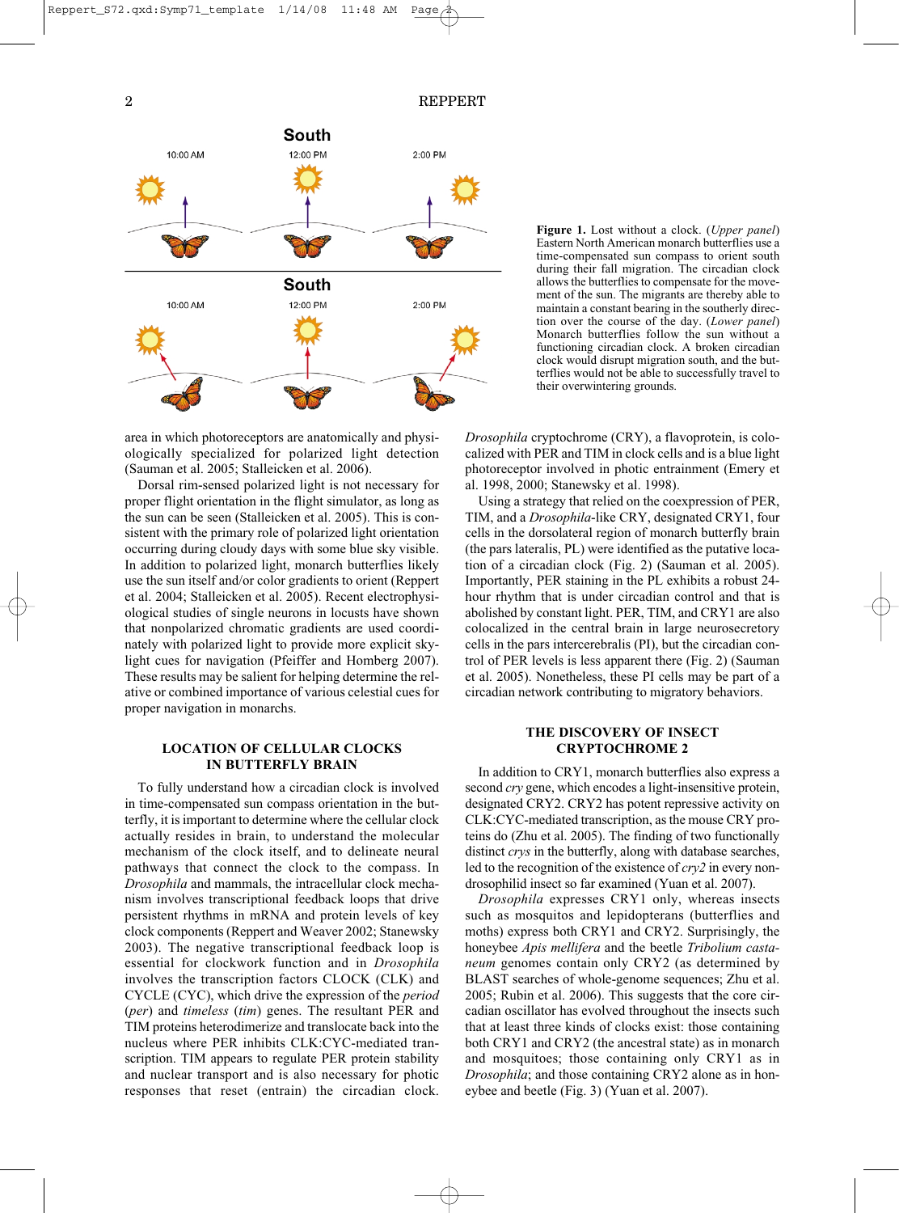South

10:00 AM

12:00 PM

2:00 PM

South

10:00 AM

12:00 PM

2:00 PM

**Figure 1.** Lost without a clock. (*Upper panel*) Eastern North American monarch butterflies use a time-compensated sun compass to orient south during their fall migration. The circadian clock allows the butterflies to compensate for the movement of the sun. The migrants are thereby able to maintain a constant bearing in the southerly direction over the course of the day. (*Lower panel*) Monarch butterflies follow the sun without a functioning circadian clock. A broken circadian clock would disrupt migration south, and the butterflies would not be able to successfully travel to their overwintering grounds.

area in which photoreceptors are anatomically and physiologically specialized for polarized light detection (Sauman et al. 2005; Stalleicken et al. 2006).

Dorsal rim-sensed polarized light is not necessary for proper flight orientation in the flight simulator, as long as the sun can be seen (Stalleicken et al. 2005). This is consistent with the primary role of polarized light orientation occurring during cloudy days with some blue sky visible. In addition to polarized light, monarch butterflies likely use the sun itself and/or color gradients to orient (Reppert et al. 2004; Stalleicken et al. 2005). Recent electrophysiological studies of single neurons in locusts have shown that nonpolarized chromatic gradients are used coordinately with polarized light to provide more explicit skylight cues for navigation (Pfeiffer and Homberg 2007). These results may be salient for helping determine the relative or combined importance of various celestial cues for proper navigation in monarchs.

## LOCATION OF CELLULAR CLOCKS IN BUTTERFLY BRAIN

To fully understand how a circadian clock is involved in time-compensated sun compass orientation in the butterfly, it is important to determine where the cellular clock actually resides in brain, to understand the molecular mechanism of the clock itself, and to delineate neural pathways that connect the clock to the compass. In *Drosophila* and mammals, the intracellular clock mechanism involves transcriptional feedback loops that drive persistent rhythms in mRNA and protein levels of key clock components (Reppert and Weaver 2002; Stanewsky 2003). The negative transcriptional feedback loop is essential for clockwork function and in *Drosophila* involves the transcription factors CLOCK (CLK) and CYCLE (CYC), which drive the expression of the *period* (*per*) and *timeless* (*tim*) genes. The resultant PER and TIM proteins heterodimerize and translocate back into the nucleus where PER inhibits CLK:CYC-mediated transcription. TIM appears to regulate PER protein stability and nuclear transport and is also necessary for photic responses that reset (entrain) the circadian clock. *Drosophila* cryptochrome (CRY), a flavoprotein, is colocalized with PER and TIM in clock cells and is a blue light photoreceptor involved in photic entrainment (Emery et al. 1998, 2000; Stanewsky et al. 1998).

Using a strategy that relied on the coexpression of PER, TIM, and a *Drosophila*-like CRY, designated CRY1, four cells in the dorsolateral region of monarch butterfly brain (the pars lateralis, PL) were identified as the putative location of a circadian clock (Fig. 2) (Sauman et al. 2005). Importantly, PER staining in the PL exhibits a robust 24-hour rhythm that is under circadian control and that is abolished by constant light. PER, TIM, and CRY1 are also colocalized in the central brain in large neurosecretory cells in the pars intercerebralis (PI), but the circadian control of PER levels is less apparent there (Fig. 2) (Sauman et al. 2005). Nonetheless, these PI cells may be part of a circadian network contributing to migratory behaviors.

## THE DISCOVERY OF INSECT CRYPTOCHROME 2

In addition to CRY1, monarch butterflies also express a second *cry* gene, which encodes a light-insensitive protein, designated CRY2. CRY2 has potent repressive activity on CLK:CYC-mediated transcription, as the mouse CRY proteins do (Zhu et al. 2005). The finding of two functionally distinct *crys* in the butterfly, along with database searches, led to the recognition of the existence of *cry2* in every non-drosophilid insect so far examined (Yuan et al. 2007).

*Drosophila* expresses CRY1 only, whereas insects such as mosquitos and lepidopterans (butterflies and moths) express both CRY1 and CRY2. Surprisingly, the honeybee *Apis mellifera* and the beetle *Tribolium castaneum* genomes contain only CRY2 (as determined by BLAST searches of whole-genome sequences; Zhu et al. 2005; Rubin et al. 2006). This suggests that the core circadian oscillator has evolved throughout the insects such that at least three kinds of clocks exist: those containing both CRY1 and CRY2 (the ancestral state) as in monarch and mosquitoes; those containing only CRY1 as in *Drosophila*; and those containing CRY2 alone as in honeybee and beetle (Fig. 3) (Yuan et al. 2007).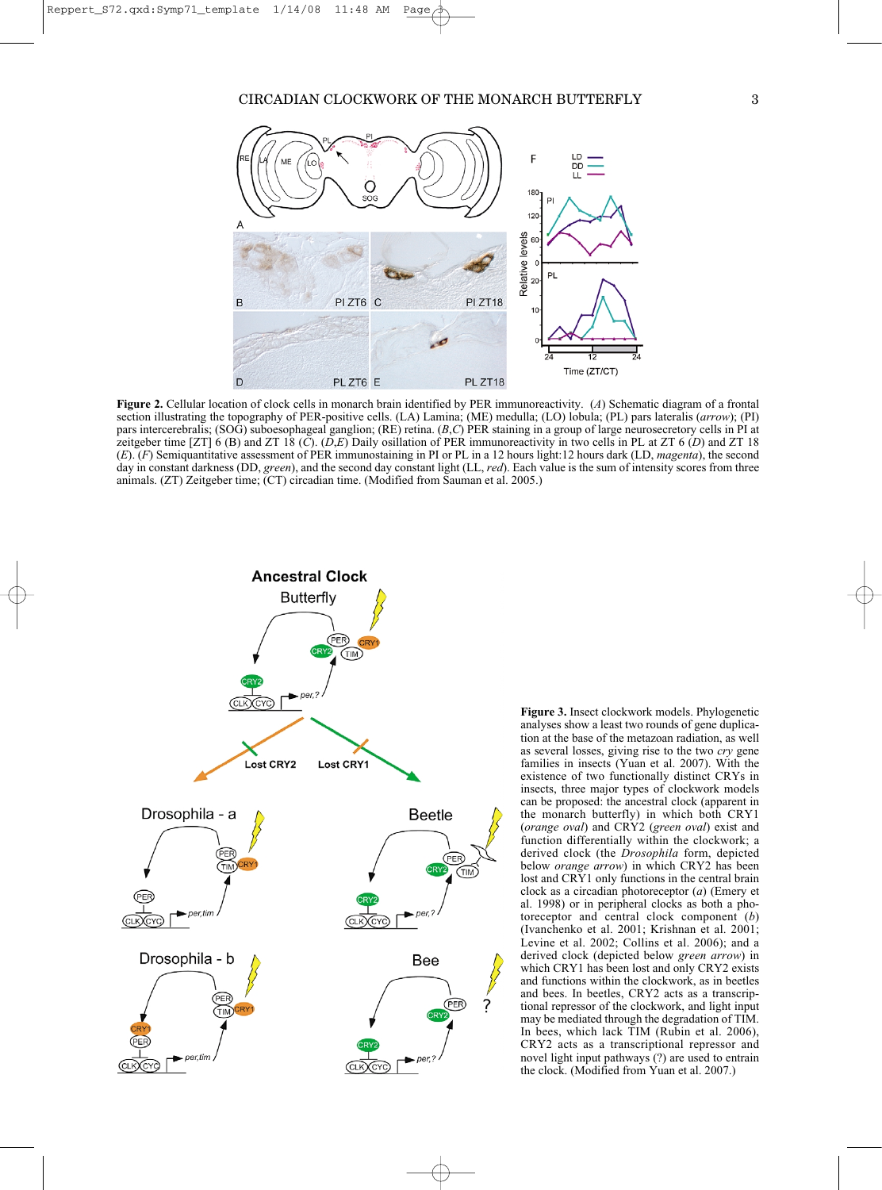**Figure 2.** Cellular location of clock cells in monarch brain identified by PER immunoreactivity. (*A*) Schematic diagram of a frontal section illustrating the topography of PER-positive cells. (LA) Lamina; (ME) medulla; (LO) lobula; (PL) pars lateralis (*arrow*); (PI) pars intercerebralis; (SOG) suboesophageal ganglion; (RE) retina. (*B*,*C*) PER staining in a group of large neurosecretory cells in PI at zeitgeber time [ZT] 6 (B) and ZT 18 (*C*). (*D*,*E*) Daily osillation of PER immunoreactivity in two cells in PL at ZT 6 (*D*) and ZT 18 (*E*). (*F*) Semiquantitative assessment of PER immunostaining in PI or PL in a 12 hours light:12 hours dark (LD, *magenta*), the second day in constant darkness (DD, *green*), and the second day constant light (LL, *red*). Each value is the sum of intensity scores from three animals. (ZT) Zeitgeber time; (CT) circadian time. (Modified from Sauman et al. 2005.)

**Figure 3.** Insect clockwork models. Phylogenetic analyses show a least two rounds of gene duplication at the base of the metazoan radiation, as well as several losses, giving rise to the two *cry* gene families in insects (Yuan et al. 2007). With the existence of two functionally distinct CRYs in insects, three major types of clockwork models can be proposed: the ancestral clock (apparent in the monarch butterfly) in which both CRY1 (*orange oval*) and CRY2 (*green oval*) exist and function differentially within the clockwork; a derived clock (the *Drosophila* form, depicted below *orange arrow*) in which CRY2 has been lost and CRY1 only functions in the central brain clock as a circadian photoreceptor (*a*) (Emery et al. 1998) or in peripheral clocks as both a photoreceptor and central clock component (*b*) (Ivanchenko et al. 2001; Krishnan et al. 2001; Levine et al. 2002; Collins et al. 2006); and a derived clock (depicted below *green arrow*) in which CRY1 has been lost and only CRY2 exists and functions within the clockwork, as in beetles and bees. In beetles, CRY2 acts as a transcriptional repressor of the clockwork, and light input may be mediated through the degradation of TIM. In bees, which lack TIM (Rubin et al. 2006), CRY2 acts as a transcriptional repressor and novel light input pathways (?) are used to entrain the clock. (Modified from Yuan et al. 2007.)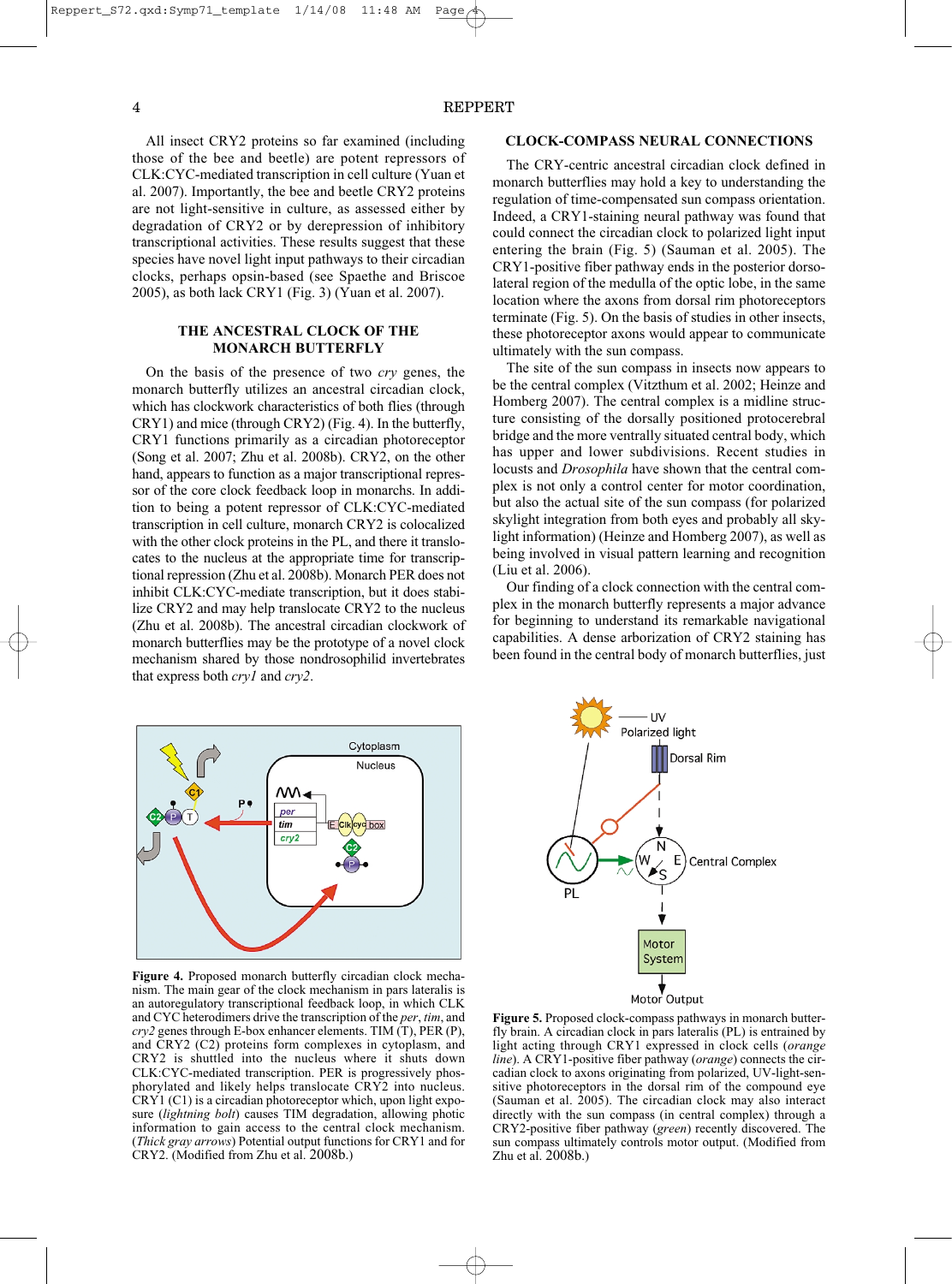All insect CRY2 proteins so far examined (including those of the bee and beetle) are potent repressors of CLK:CYC-mediated transcription in cell culture (Yuan et al. 2007). Importantly, the bee and beetle CRY2 proteins are not light-sensitive in culture, as assessed either by degradation of CRY2 or by derepression of inhibitory transcriptional activities. These results suggest that these species have novel light input pathways to their circadian clocks, perhaps opsin-based (see Spaethe and Briscoe 2005), as both lack CRY1 (Fig. 3) (Yuan et al. 2007).

## THE ANCESTRAL CLOCK OF THE MONARCH BUTTERFLY

On the basis of the presence of two *cry* genes, the monarch butterfly utilizes an ancestral circadian clock, which has clockwork characteristics of both flies (through CRY1) and mice (through CRY2) (Fig. 4). In the butterfly, CRY1 functions primarily as a circadian photoreceptor (Song et al. 2007; Zhu et al. 2008b). CRY2, on the other hand, appears to function as a major transcriptional repressor of the core clock feedback loop in monarchs. In addition to being a potent repressor of CLK:CYC-mediated transcription in cell culture, monarch CRY2 is colocalized with the other clock proteins in the PL, and there it translocates to the nucleus at the appropriate time for transcriptional repression (Zhu et al. 2008b). Monarch PER does not inhibit CLK:CYC-mediate transcription, but it does stabilize CRY2 and may help translocate CRY2 to the nucleus (Zhu et al. 2008b). The ancestral circadian clockwork of monarch butterflies may be the prototype of a novel clock mechanism shared by those nondrosophilid invertebrates that express both *cry1* and *cry2*.

**Figure 4.** Proposed monarch butterfly circadian clock mechanism. The main gear of the clock mechanism in pars lateralis is an autoregulatory transcriptional feedback loop, in which CLK and CYC heterodimers drive the transcription of the *per*, *tim*, and *cry2* genes through E-box enhancer elements. TIM (T), PER (P), and CRY2 (C2) proteins form complexes in cytoplasm, and CRY2 is shuttled into the nucleus where it shuts down CLK:CYC-mediated transcription. PER is progressively phosphorylated and likely helps translocate CRY2 into nucleus. CRY1 (C1) is a circadian photoreceptor which, upon light exposure (*lightning bolt*) causes TIM degradation, allowing photic information to gain access to the central clock mechanism. (*Thick gray arrows*) Potential output functions for CRY1 and for CRY2. (Modified from Zhu et al. 2008b.)

## CLOCK-COMPASS NEURAL CONNECTIONS

The CRY-centric ancestral circadian clock defined in monarch butterflies may hold a key to understanding the regulation of time-compensated sun compass orientation. Indeed, a CRY1-staining neural pathway was found that could connect the circadian clock to polarized light input entering the brain (Fig. 5) (Sauman et al. 2005). The CRY1-positive fiber pathway ends in the posterior dorsolateral region of the medulla of the optic lobe, in the same location where the axons from dorsal rim photoreceptors terminate (Fig. 5). On the basis of studies in other insects, these photoreceptor axons would appear to communicate ultimately with the sun compass.

The site of the sun compass in insects now appears to be the central complex (Vitzthum et al. 2002; Heinze and Homberg 2007). The central complex is a midline structure consisting of the dorsally positioned protocerebral bridge and the more ventrally situated central body, which has upper and lower subdivisions. Recent studies in locusts and *Drosophila* have shown that the central complex may be not only a control center for motor coordination, but also the actual site of the sun compass (for polarized skylight integration from both eyes and probably all skylight information) (Heinze and Homberg 2007), as well as being involved in visual pattern learning and recognition (Liu et al. 2006).

Our finding of a clock connection with the central complex in the monarch butterfly represents a major advance for beginning to understand its remarkable navigational capabilities. A dense arborization of CRY2 staining has been found in the central body of monarch butterflies, just

**Figure 5.** Proposed clock-compass pathways in monarch butterfly brain. A circadian clock in pars lateralis (PL) is entrained by light acting through CRY1 expressed in clock cells (*orange line*). A CRY1-positive fiber pathway (*orange*) connects the circadian clock to axons originating from polarized, UV-light-sensitive photoreceptors in the dorsal rim of the compound eye (Sauman et al. 2005). The circadian clock may also interact directly with the sun compass (in central complex) through a CRY2-positive fiber pathway (*green*) recently discovered. The sun compass ultimately controls motor output. (Modified from Zhu et al. 2008b.)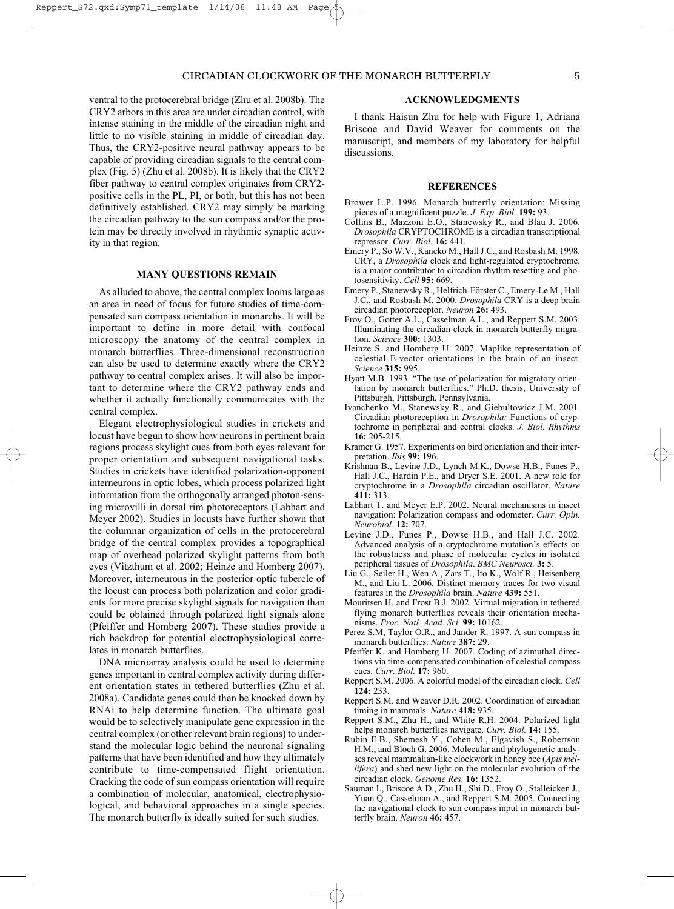ventral to the protocerebral bridge (Zhu et al. 2008b). The CRY2 arbors in this area are under circadian control, with intense staining in the middle of the circadian night and little to no visible staining in middle of circadian day. Thus, the CRY2-positive neural pathway appears to be capable of providing circadian signals to the central complex (Fig. 5) (Zhu et al. 2008b). It is likely that the CRY2 fiber pathway to central complex originates from CRY2-positive cells in the PL, PI, or both, but this has not been definitively established. CRY2 may simply be marking the circadian pathway to the sun compass and/or the protein may be directly involved in rhythmic synaptic activity in that region.

## MANY QUESTIONS REMAIN

As alluded to above, the central complex looms large as an area in need of focus for future studies of time-compensated sun compass orientation in monarchs. It will be important to define in more detail with confocal microscopy the anatomy of the central complex in monarch butterflies. Three-dimensional reconstruction can also be used to determine exactly where the CRY2 pathway to central complex arises. It will also be important to determine where the CRY2 pathway ends and whether it actually functionally communicates with the central complex.

Elegant electrophysiological studies in crickets and locust have begun to show how neurons in pertinent brain regions process skylight cues from both eyes relevant for proper orientation and subsequent navigational tasks. Studies in crickets have identified polarization-opponent interneurons in optic lobes, which process polarized light information from the orthogonally arranged photon-sensing microvilli in dorsal rim photoreceptors (Labhart and Meyer 2002). Studies in locusts have further shown that the columnar organization of cells in the protocerebral bridge of the central complex provides a topographical map of overhead polarized skylight patterns from both eyes (Vitzthum et al. 2002; Heinze and Homberg 2007). Moreover, interneurons in the posterior optic tubercle of the locust can process both polarization and color gradients for more precise skylight signals for navigation than could be obtained through polarized light signals alone (Pfeiffer and Homberg 2007). These studies provide a rich backdrop for potential electrophysiological correlates in monarch butterflies.

DNA microarray analysis could be used to determine genes important in central complex activity during different orientation states in tethered butterflies (Zhu et al. 2008a). Candidate genes could then be knocked down by RNAi to help determine function. The ultimate goal would be to selectively manipulate gene expression in the central complex (or other relevant brain regions) to understand the molecular logic behind the neuronal signaling patterns that have been identified and how they ultimately contribute to time-compensated flight orientation. Cracking the code of sun compass orientation will require a combination of molecular, anatomical, electrophysiological, and behavioral approaches in a single species. The monarch butterfly is ideally suited for such studies.

## ACKNOWLEDGMENTS

I thank Haisun Zhu for help with Figure 1, Adriana Briscoe and David Weaver for comments on the manuscript, and members of my laboratory for helpful discussions.

## REFERENCES

Brower L.P. 1996. Monarch butterfly orientation: Missing pieces of a magnificent puzzle. *J. Exp. Biol.* **199:** 93.

Collins B., Mazzoni E.O., Stanewsky R., and Blau J. 2006. *Drosophila* CRYPTOCHROME is a circadian transcriptional repressor. *Curr. Biol.* **16:** 441.

Emery P., So W.V., Kaneko M., Hall J.C., and Rosbash M. 1998. CRY, a *Drosophila* clock and light-regulated cryptochrome, is a major contributor to circadian rhythm resetting and photosensitivity. *Cell* **95:** 669.

Emery P., Stanewsky R., Helfrich-Förster C., Emery-Le M., Hall J.C., and Rosbash M. 2000. *Drosophila* CRY is a deep brain circadian photoreceptor. *Neuron* **26:** 493.

Froy O., Gotter A.L., Casselman A.L., and Reppert S.M. 2003. Illuminating the circadian clock in monarch butterfly migration. *Science* **300:** 1303.

Heinze S. and Homberg U. 2007. Maplike representation of celestial E-vector orientations in the brain of an insect. *Science* **315:** 995.

Hyatt M.B. 1993. "The use of polarization for migratory orientation by monarch butterflies." Ph.D. thesis, University of Pittsburgh, Pittsburgh, Pennsylvania.

Ivanchenko M., Stanewsky R., and Giebultowicz J.M. 2001. Circadian photoreception in *Drosophila:* Functions of cryptochrome in peripheral and central clocks. *J. Biol. Rhythms* **16:** 205-215.

Kramer G. 1957. Experiments on bird orientation and their interpretation. *Ibis* **99:** 196.

Krishnan B., Levine J.D., Lynch M.K., Dowse H.B., Funes P., Hall J.C., Hardin P.E., and Dryer S.E. 2001. A new role for cryptochrome in a *Drosophila* circadian oscillator. *Nature* **411:** 313.

Labhart T. and Meyer E.P. 2002. Neural mechanisms in insect navigation: Polarization compass and odometer. *Curr. Opin. Neurobiol.* **12:** 707.

Levine J.D., Funes P., Dowse H.B., and Hall J.C. 2002. Advanced analysis of a cryptochrome mutation's effects on the robustness and phase of molecular cycles in isolated peripheral tissues of *Drosophila*. *BMC Neurosci.* **3:** 5.

Liu G., Seiler H., Wen A., Zars T., Ito K., Wolf R., Heisenberg M., and Liu L. 2006. Distinct memory traces for two visual features in the *Drosophila* brain. *Nature* **439:** 551.

Mouritsen H. and Frost B.J. 2002. Virtual migration in tethered flying monarch butterflies reveals their orientation mechanisms. *Proc. Natl. Acad. Sci.* **99:** 10162.

Perez S.M, Taylor O.R., and Jander R. 1997. A sun compass in monarch butterflies. *Nature* **387:** 29.

Pfeiffer K. and Homberg U. 2007. Coding of azimuthal directions via time-compensated combination of celestial compass cues. *Curr. Biol.* **17:** 960.

Reppert S.M. 2006. A colorful model of the circadian clock. *Cell* **124:** 233.

Reppert S.M. and Weaver D.R. 2002. Coordination of circadian timing in mammals. *Nature* **418:** 935.

Reppert S.M., Zhu H., and White R.H. 2004. Polarized light helps monarch butterflies navigate. *Curr. Biol.* **14:** 155.

Rubin E.B., Shemesh Y., Cohen M., Elgavish S., Robertson H.M., and Bloch G. 2006. Molecular and phylogenetic analyses reveal mammalian-like clockwork in honey bee (*Apis mellifera*) and shed new light on the molecular evolution of the circadian clock. *Genome Res.* **16:** 1352.

Sauman I., Briscoe A.D., Zhu H., Shi D., Froy O., Stalleicken J., Yuan Q., Casselman A., and Reppert S.M. 2005. Connecting the navigational clock to sun compass input in monarch butterfly brain. *Neuron* **46:** 457.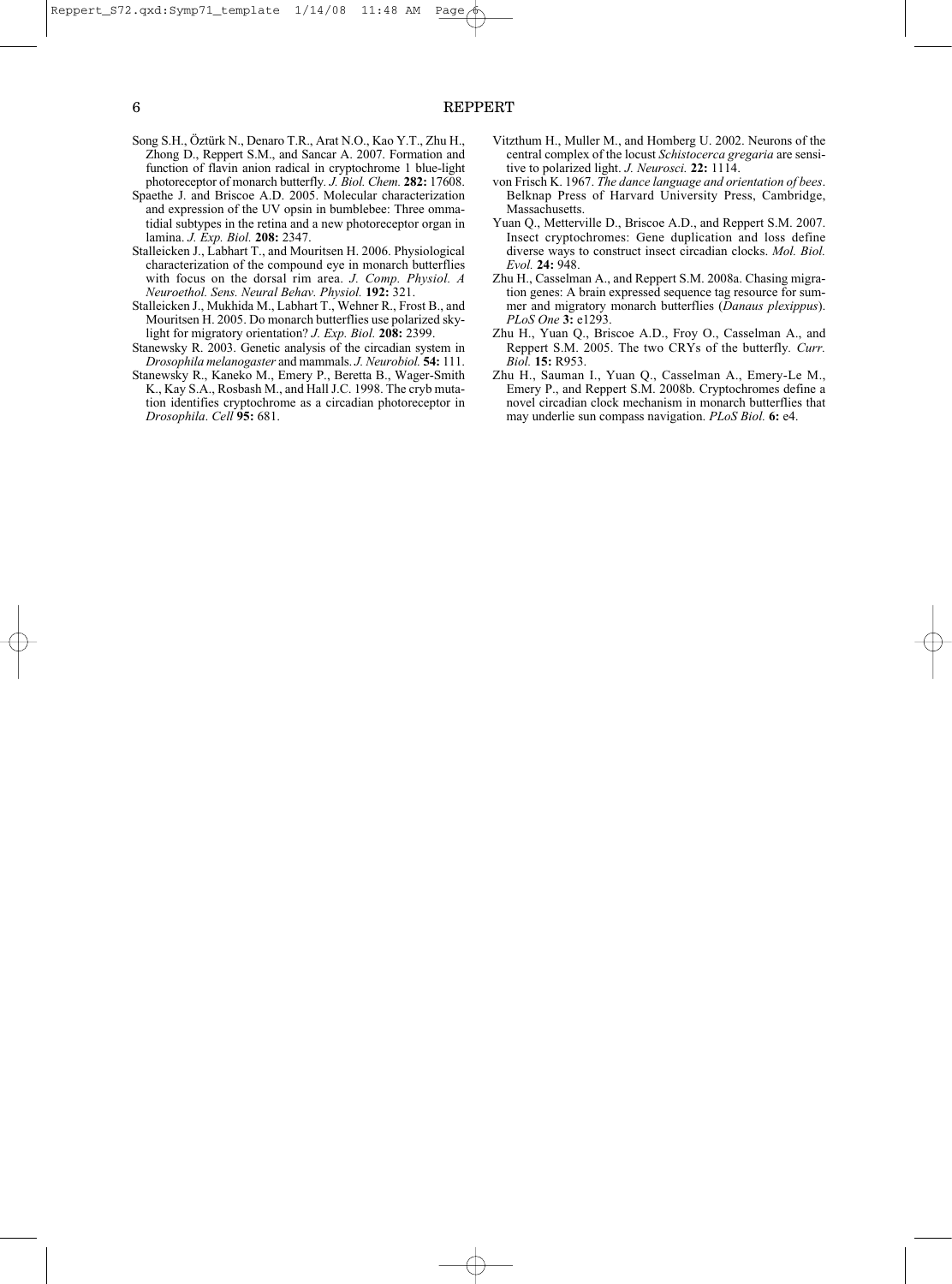Song S.H., Öztürk N., Denaro T.R., Arat N.O., Kao Y.T., Zhu H., Zhong D., Reppert S.M., and Sancar A. 2007. Formation and function of flavin anion radical in cryptochrome 1 blue-light photoreceptor of monarch butterfly. *J. Biol. Chem.* **282:** 17608.

Spaethe J. and Briscoe A.D. 2005. Molecular characterization and expression of the UV opsin in bumblebee: Three ommatidial subtypes in the retina and a new photoreceptor organ in lamina. *J. Exp. Biol.* **208:** 2347.

Stalleicken J., Labhart T., and Mouritsen H. 2006. Physiological characterization of the compound eye in monarch butterflies with focus on the dorsal rim area. *J. Comp. Physiol. A Neuroethol. Sens. Neural Behav. Physiol.* **192:** 321.

Stalleicken J., Mukhida M., Labhart T., Wehner R., Frost B., and Mouritsen H. 2005. Do monarch butterflies use polarized skylight for migratory orientation? *J. Exp. Biol.* **208:** 2399.

Stanewsky R. 2003. Genetic analysis of the circadian system in *Drosophila melanogaster* and mammals. *J. Neurobiol.* **54:** 111.

Stanewsky R., Kaneko M., Emery P., Beretta B., Wager-Smith K., Kay S.A., Rosbash M., and Hall J.C. 1998. The cryb mutation identifies cryptochrome as a circadian photoreceptor in *Drosophila*. *Cell* **95:** 681.

Vitzthum H., Muller M., and Homberg U. 2002. Neurons of the central complex of the locust *Schistocerca gregaria* are sensitive to polarized light. *J. Neurosci.* **22:** 1114.

von Frisch K. 1967. *The dance language and orientation of bees*. Belknap Press of Harvard University Press, Cambridge, Massachusetts.

Yuan Q., Metterville D., Briscoe A.D., and Reppert S.M. 2007. Insect cryptochromes: Gene duplication and loss define diverse ways to construct insect circadian clocks. *Mol. Biol. Evol.* **24:** 948.

Zhu H., Casselman A., and Reppert S.M. 2008a. Chasing migration genes: A brain expressed sequence tag resource for summer and migratory monarch butterflies (*Danaus plexippus*). *PLoS One* **3:** e1293.

Zhu H., Yuan Q., Briscoe A.D., Froy O., Casselman A., and Reppert S.M. 2005. The two CRYs of the butterfly. *Curr. Biol.* **15:** R953.

Zhu H., Sauman I., Yuan Q., Casselman A., Emery-Le M., Emery P., and Reppert S.M. 2008b. Cryptochromes define a novel circadian clock mechanism in monarch butterflies that may underlie sun compass navigation. *PLoS Biol.* **6:** e4.